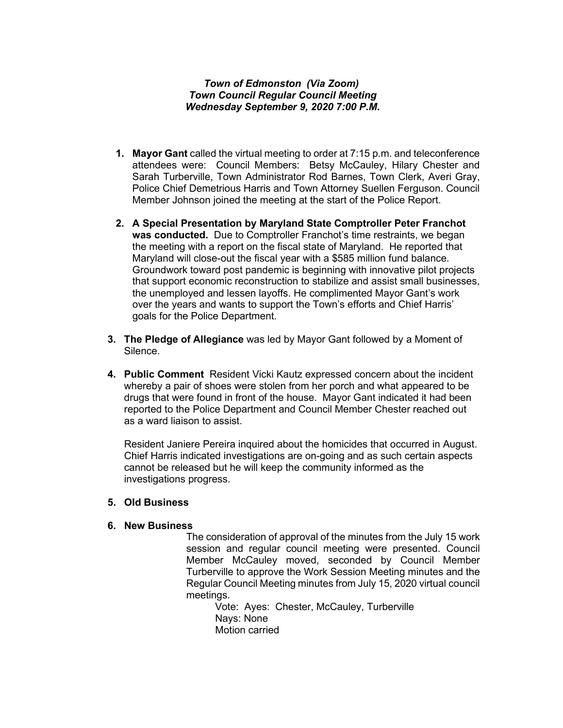***Town of Edmonston (Via Zoom)***
***Town Council Regular Council Meeting***
***Wednesday September 9, 2020 7:00 P.M.***

1. **Mayor Gant** called the virtual meeting to order at 7:15 p.m. and teleconference attendees were: Council Members: Betsy McCauley, Hilary Chester and Sarah Turberville, Town Administrator Rod Barnes, Town Clerk, Averi Gray, Police Chief Demetrious Harris and Town Attorney Suellen Ferguson. Council Member Johnson joined the meeting at the start of the Police Report.

2. **A Special Presentation by Maryland State Comptroller Peter Franchot was conducted.** Due to Comptroller Franchot's time restraints, we began the meeting with a report on the fiscal state of Maryland. He reported that Maryland will close-out the fiscal year with a $585 million fund balance. Groundwork toward post pandemic is beginning with innovative pilot projects that support economic reconstruction to stabilize and assist small businesses, the unemployed and lessen layoffs. He complimented Mayor Gant's work over the years and wants to support the Town's efforts and Chief Harris' goals for the Police Department.

3. **The Pledge of Allegiance** was led by Mayor Gant followed by a Moment of Silence.

4. **Public Comment** Resident Vicki Kautz expressed concern about the incident whereby a pair of shoes were stolen from her porch and what appeared to be drugs that were found in front of the house. Mayor Gant indicated it had been reported to the Police Department and Council Member Chester reached out as a ward liaison to assist.

   Resident Janiere Pereira inquired about the homicides that occurred in August. Chief Harris indicated investigations are on-going and as such certain aspects cannot be released but he will keep the community informed as the investigations progress.

5. **Old Business**

6. **New Business**

   The consideration of approval of the minutes from the July 15 work session and regular council meeting were presented. Council Member McCauley moved, seconded by Council Member Turberville to approve the Work Session Meeting minutes and the Regular Council Meeting minutes from July 15, 2020 virtual council meetings.

   Vote: Ayes: Chester, McCauley, Turberville
   Nays: None
   Motion carried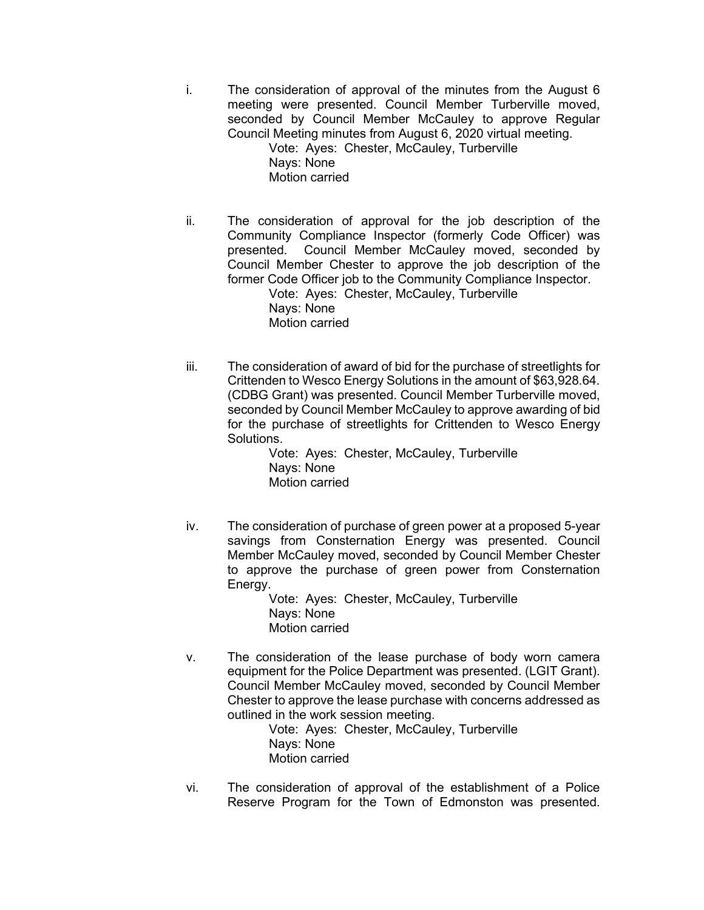i. The consideration of approval of the minutes from the August 6 meeting were presented. Council Member Turberville moved, seconded by Council Member McCauley to approve Regular Council Meeting minutes from August 6, 2020 virtual meeting.

    Vote: Ayes: Chester, McCauley, Turberville
    Nays: None
    Motion carried

ii. The consideration of approval for the job description of the Community Compliance Inspector (formerly Code Officer) was presented. Council Member McCauley moved, seconded by Council Member Chester to approve the job description of the former Code Officer job to the Community Compliance Inspector.

    Vote: Ayes: Chester, McCauley, Turberville
    Nays: None
    Motion carried

iii. The consideration of award of bid for the purchase of streetlights for Crittenden to Wesco Energy Solutions in the amount of $63,928.64. (CDBG Grant) was presented. Council Member Turberville moved, seconded by Council Member McCauley to approve awarding of bid for the purchase of streetlights for Crittenden to Wesco Energy Solutions.

    Vote: Ayes: Chester, McCauley, Turberville
    Nays: None
    Motion carried

iv. The consideration of purchase of green power at a proposed 5-year savings from Consternation Energy was presented. Council Member McCauley moved, seconded by Council Member Chester to approve the purchase of green power from Consternation Energy.

    Vote: Ayes: Chester, McCauley, Turberville
    Nays: None
    Motion carried

v. The consideration of the lease purchase of body worn camera equipment for the Police Department was presented. (LGIT Grant). Council Member McCauley moved, seconded by Council Member Chester to approve the lease purchase with concerns addressed as outlined in the work session meeting.

    Vote: Ayes: Chester, McCauley, Turberville
    Nays: None
    Motion carried

vi. The consideration of approval of the establishment of a Police Reserve Program for the Town of Edmonston was presented.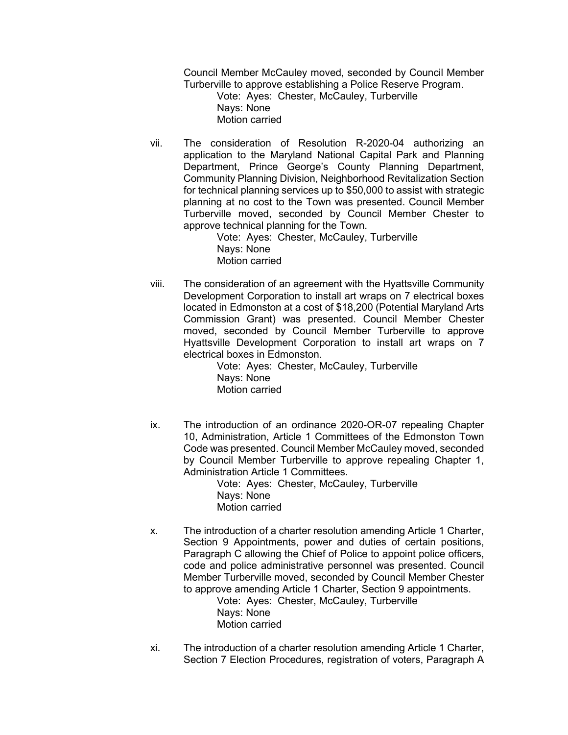Council Member McCauley moved, seconded by Council Member Turberville to approve establishing a Police Reserve Program.

Vote: Ayes: Chester, McCauley, Turberville
Nays: None
Motion carried

vii. The consideration of Resolution R-2020-04 authorizing an application to the Maryland National Capital Park and Planning Department, Prince George's County Planning Department, Community Planning Division, Neighborhood Revitalization Section for technical planning services up to $50,000 to assist with strategic planning at no cost to the Town was presented. Council Member Turberville moved, seconded by Council Member Chester to approve technical planning for the Town.

Vote: Ayes: Chester, McCauley, Turberville
Nays: None
Motion carried

viii. The consideration of an agreement with the Hyattsville Community Development Corporation to install art wraps on 7 electrical boxes located in Edmonston at a cost of $18,200 (Potential Maryland Arts Commission Grant) was presented. Council Member Chester moved, seconded by Council Member Turberville to approve Hyattsville Development Corporation to install art wraps on 7 electrical boxes in Edmonston.

Vote: Ayes: Chester, McCauley, Turberville
Nays: None
Motion carried

ix. The introduction of an ordinance 2020-OR-07 repealing Chapter 10, Administration, Article 1 Committees of the Edmonston Town Code was presented. Council Member McCauley moved, seconded by Council Member Turberville to approve repealing Chapter 1, Administration Article 1 Committees.

Vote: Ayes: Chester, McCauley, Turberville
Nays: None
Motion carried

x. The introduction of a charter resolution amending Article 1 Charter, Section 9 Appointments, power and duties of certain positions, Paragraph C allowing the Chief of Police to appoint police officers, code and police administrative personnel was presented. Council Member Turberville moved, seconded by Council Member Chester to approve amending Article 1 Charter, Section 9 appointments.

Vote: Ayes: Chester, McCauley, Turberville
Nays: None
Motion carried

xi. The introduction of a charter resolution amending Article 1 Charter, Section 7 Election Procedures, registration of voters, Paragraph A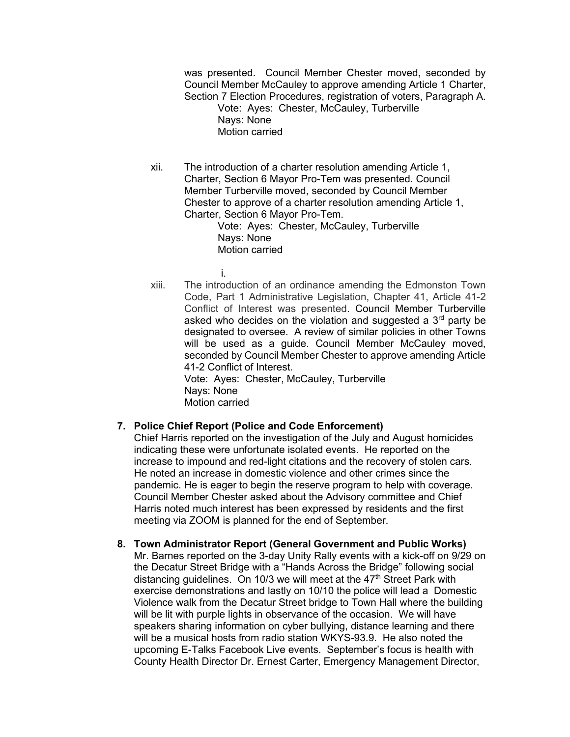was presented. Council Member Chester moved, seconded by Council Member McCauley to approve amending Article 1 Charter, Section 7 Election Procedures, registration of voters, Paragraph A.

Vote: Ayes: Chester, McCauley, Turberville
Nays: None
Motion carried

xii. The introduction of a charter resolution amending Article 1, Charter, Section 6 Mayor Pro-Tem was presented. Council Member Turberville moved, seconded by Council Member Chester to approve of a charter resolution amending Article 1, Charter, Section 6 Mayor Pro-Tem.

Vote: Ayes: Chester, McCauley, Turberville
Nays: None
Motion carried

i.

xiii. The introduction of an ordinance amending the Edmonston Town Code, Part 1 Administrative Legislation, Chapter 41, Article 41-2 Conflict of Interest was presented. Council Member Turberville asked who decides on the violation and suggested a 3rd party be designated to oversee. A review of similar policies in other Towns will be used as a guide. Council Member McCauley moved, seconded by Council Member Chester to approve amending Article 41-2 Conflict of Interest.

Vote: Ayes: Chester, McCauley, Turberville
Nays: None
Motion carried

**7. Police Chief Report (Police and Code Enforcement)**

Chief Harris reported on the investigation of the July and August homicides indicating these were unfortunate isolated events. He reported on the increase to impound and red-light citations and the recovery of stolen cars. He noted an increase in domestic violence and other crimes since the pandemic. He is eager to begin the reserve program to help with coverage. Council Member Chester asked about the Advisory committee and Chief Harris noted much interest has been expressed by residents and the first meeting via ZOOM is planned for the end of September.

**8. Town Administrator Report (General Government and Public Works)**

Mr. Barnes reported on the 3-day Unity Rally events with a kick-off on 9/29 on the Decatur Street Bridge with a "Hands Across the Bridge" following social distancing guidelines. On 10/3 we will meet at the 47th Street Park with exercise demonstrations and lastly on 10/10 the police will lead a Domestic Violence walk from the Decatur Street bridge to Town Hall where the building will be lit with purple lights in observance of the occasion. We will have speakers sharing information on cyber bullying, distance learning and there will be a musical hosts from radio station WKYS-93.9. He also noted the upcoming E-Talks Facebook Live events. September's focus is health with County Health Director Dr. Ernest Carter, Emergency Management Director,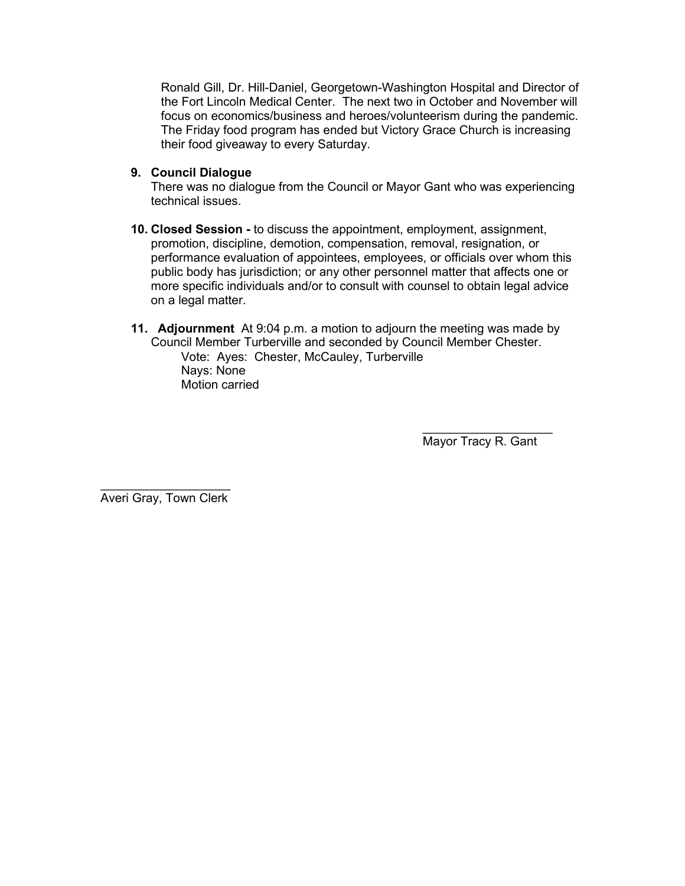Ronald Gill, Dr. Hill-Daniel, Georgetown-Washington Hospital and Director of the Fort Lincoln Medical Center. The next two in October and November will focus on economics/business and heroes/volunteerism during the pandemic. The Friday food program has ended but Victory Grace Church is increasing their food giveaway to every Saturday.

9. **Council Dialogue**
   There was no dialogue from the Council or Mayor Gant who was experiencing technical issues.

10. **Closed Session -** to discuss the appointment, employment, assignment, promotion, discipline, demotion, compensation, removal, resignation, or performance evaluation of appointees, employees, or officials over whom this public body has jurisdiction; or any other personnel matter that affects one or more specific individuals and/or to consult with counsel to obtain legal advice on a legal matter.

11. **Adjournment** At 9:04 p.m. a motion to adjourn the meeting was made by Council Member Turberville and seconded by Council Member Chester.
    Vote: Ayes: Chester, McCauley, Turberville
    Nays: None
    Motion carried

\_\_\_\_\_\_\_\_\_\_\_\_\_\_\_\_\_\_\_\_
Mayor Tracy R. Gant

\_\_\_\_\_\_\_\_\_\_\_\_\_\_\_\_\_\_\_\_
Averi Gray, Town Clerk